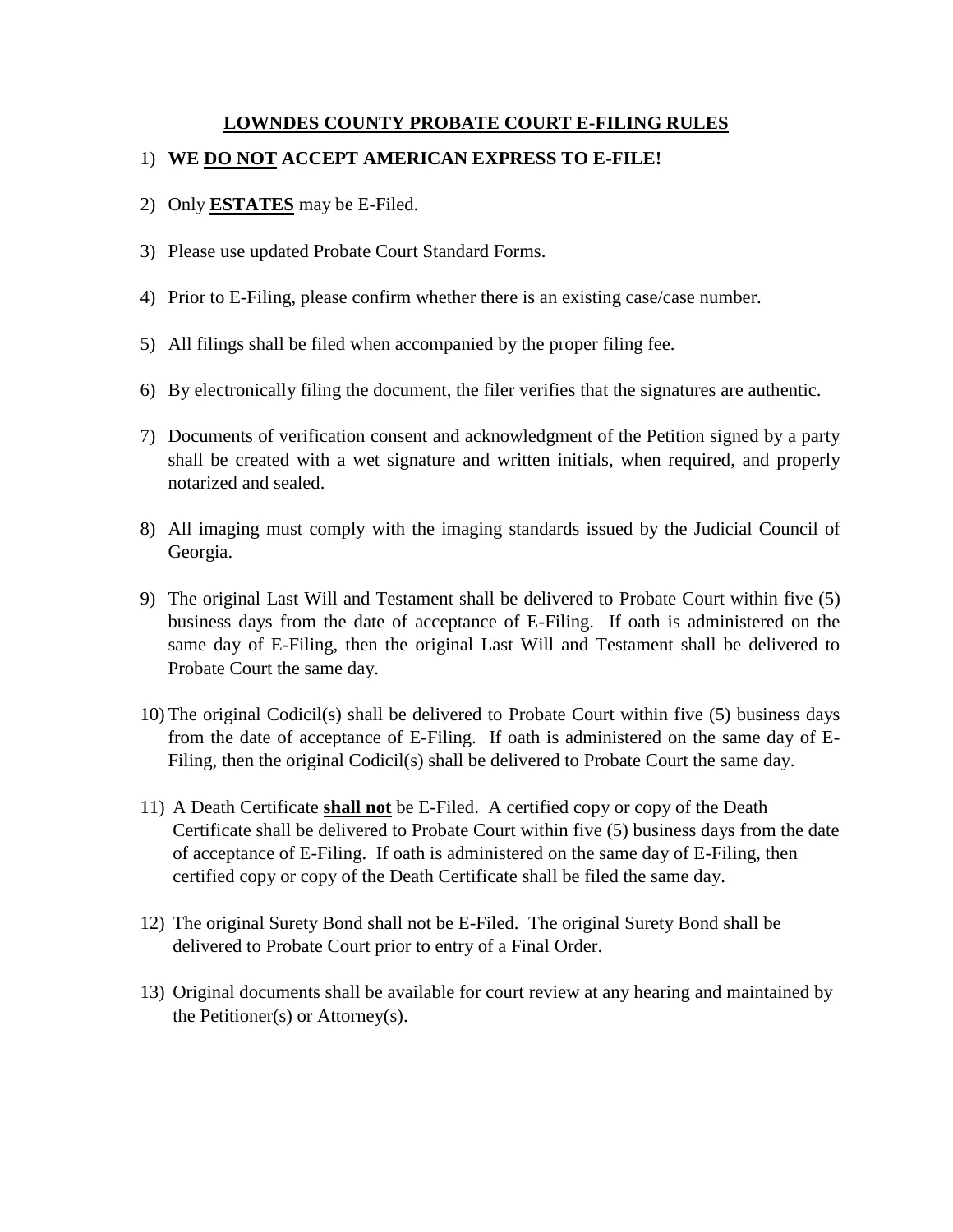# LOWNDES COUNTY PROBATE COURT E-FILING RULES

1) **WE DO NOT ACCEPT AMERICAN EXPRESS TO E-FILE!**

2) Only **ESTATES** may be E-Filed.

3) Please use updated Probate Court Standard Forms.

4) Prior to E-Filing, please confirm whether there is an existing case/case number.

5) All filings shall be filed when accompanied by the proper filing fee.

6) By electronically filing the document, the filer verifies that the signatures are authentic.

7) Documents of verification consent and acknowledgment of the Petition signed by a party shall be created with a wet signature and written initials, when required, and properly notarized and sealed.

8) All imaging must comply with the imaging standards issued by the Judicial Council of Georgia.

9) The original Last Will and Testament shall be delivered to Probate Court within five (5) business days from the date of acceptance of E-Filing. If oath is administered on the same day of E-Filing, then the original Last Will and Testament shall be delivered to Probate Court the same day.

10) The original Codicil(s) shall be delivered to Probate Court within five (5) business days from the date of acceptance of E-Filing. If oath is administered on the same day of E-Filing, then the original Codicil(s) shall be delivered to Probate Court the same day.

11) A Death Certificate **shall not** be E-Filed. A certified copy or copy of the Death Certificate shall be delivered to Probate Court within five (5) business days from the date of acceptance of E-Filing. If oath is administered on the same day of E-Filing, then certified copy or copy of the Death Certificate shall be filed the same day.

12) The original Surety Bond shall not be E-Filed. The original Surety Bond shall be delivered to Probate Court prior to entry of a Final Order.

13) Original documents shall be available for court review at any hearing and maintained by the Petitioner(s) or Attorney(s).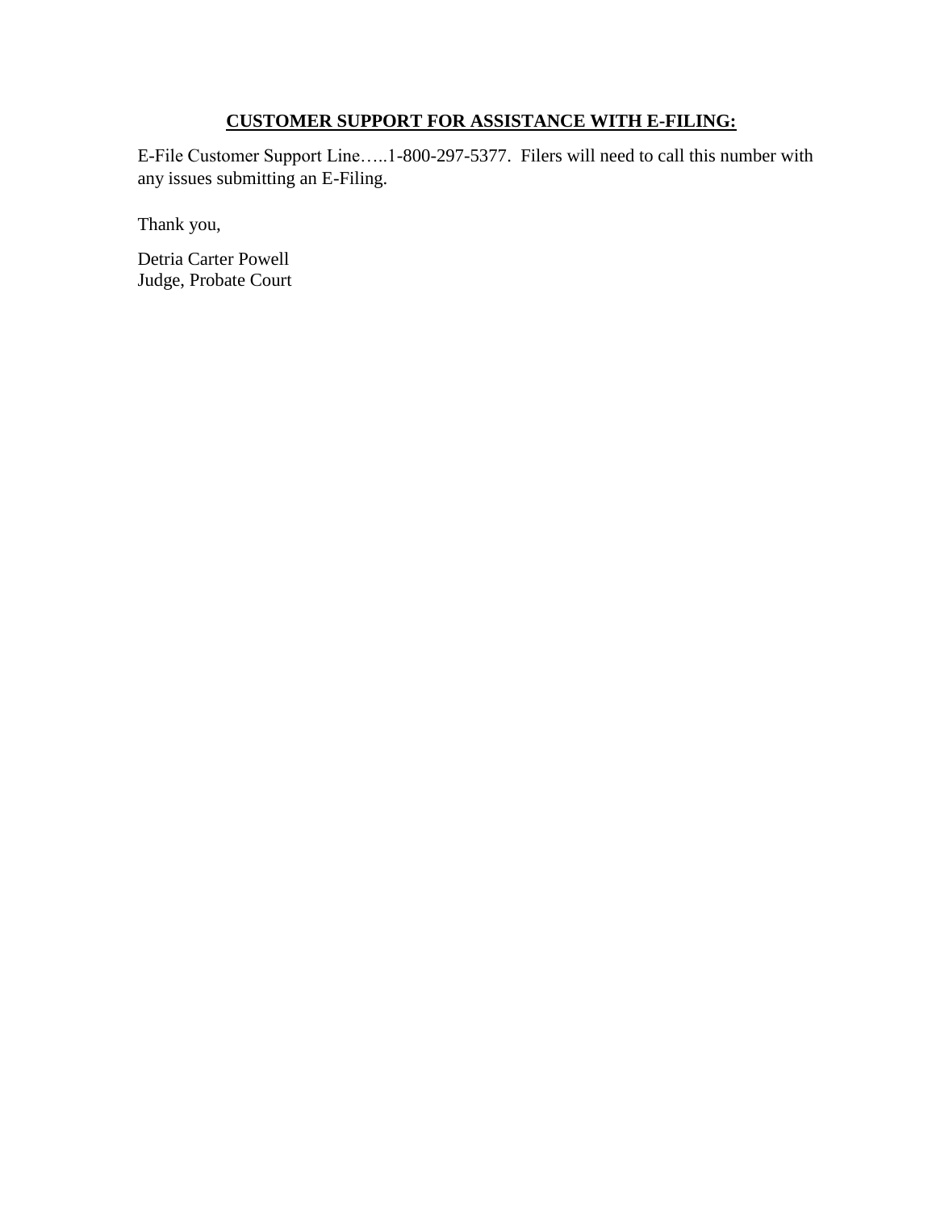## CUSTOMER SUPPORT FOR ASSISTANCE WITH E-FILING:

E-File Customer Support Line…..1-800-297-5377. Filers will need to call this number with any issues submitting an E-Filing.

Thank you,

Detria Carter Powell
Judge, Probate Court